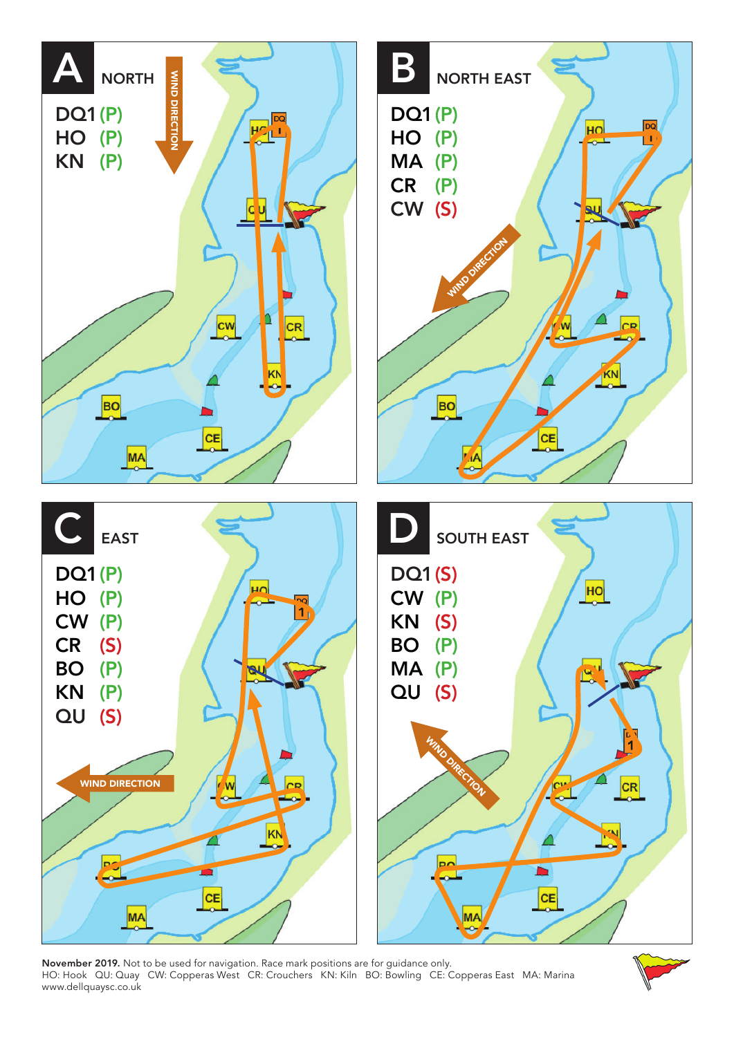## A — NORTH

WIND DIRECTION

- DQ1 (P)
- HO (P)
- KN (P)

## B — NORTH EAST

WIND DIRECTION

- DQ1 (P)
- HO (P)
- MA (P)
- CR (P)
- CW (S)

## C — EAST

WIND DIRECTION

- DQ1 (P)
- HO (P)
- CW (P)
- CR (S)
- BO (P)
- KN (P)
- QU (S)

## D — SOUTH EAST

WIND DIRECTION

- DQ1 (S)
- CW (P)
- KN (S)
- BO (P)
- MA (P)
- QU (S)

**November 2019.** Not to be used for navigation. Race mark positions are for guidance only.
HO: Hook QU: Quay CW: Copperas West CR: Crouchers KN: Kiln BO: Bowling CE: Copperas East MA: Marina
www.dellquaysc.co.uk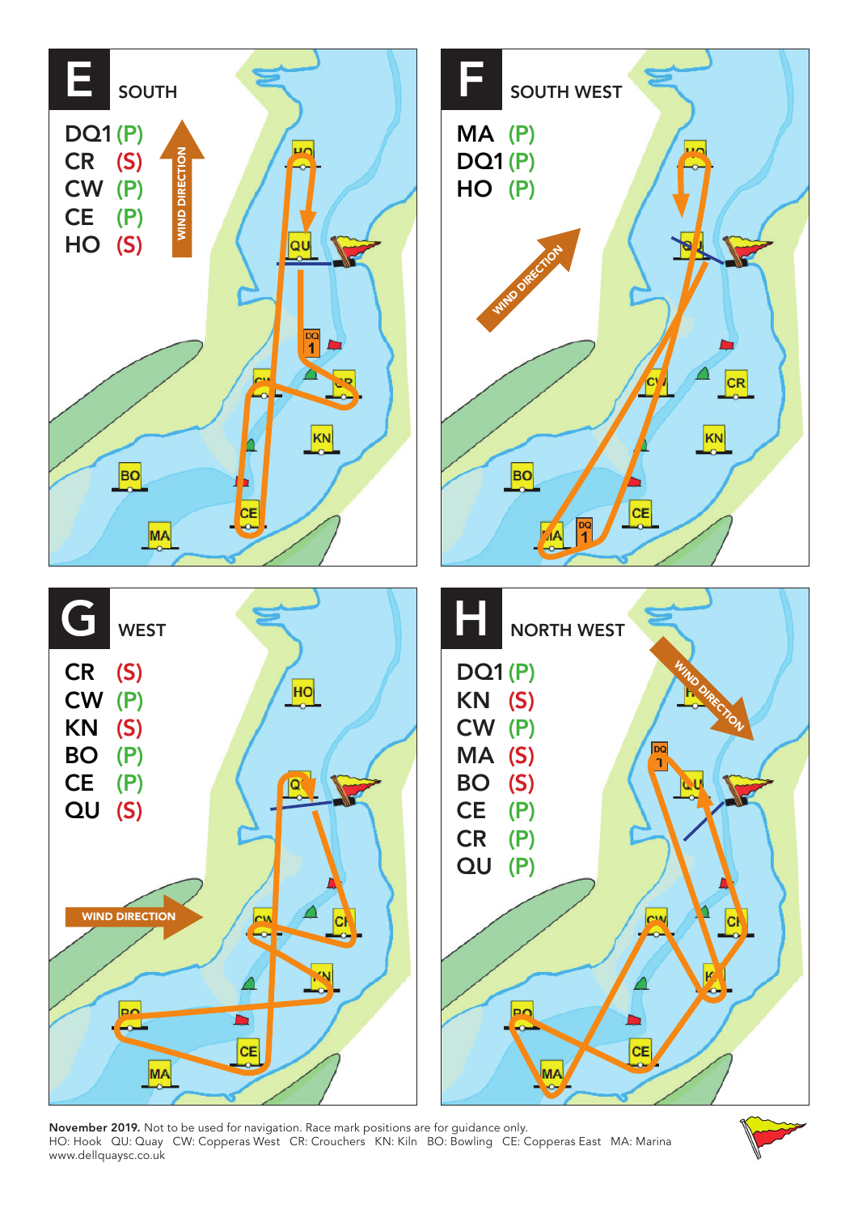## E SOUTH

DQ1 (P)
CR (S)
CW (P)
CE (P)
HO (S)

WIND DIRECTION

## F SOUTH WEST

MA (P)
DQ1 (P)
HO (P)

WIND DIRECTION

## G WEST

CR (S)
CW (P)
KN (S)
BO (P)
CE (P)
QU (S)

WIND DIRECTION

## H NORTH WEST

DQ1 (P)
KN (S)
CW (P)
MA (S)
BO (S)
CE (P)
CR (P)
QU (P)

WIND DIRECTION

**November 2019.** Not to be used for navigation. Race mark positions are for guidance only.
HO: Hook QU: Quay CW: Copperas West CR: Crouchers KN: Kiln BO: Bowling CE: Copperas East MA: Marina
www.dellquaysc.co.uk